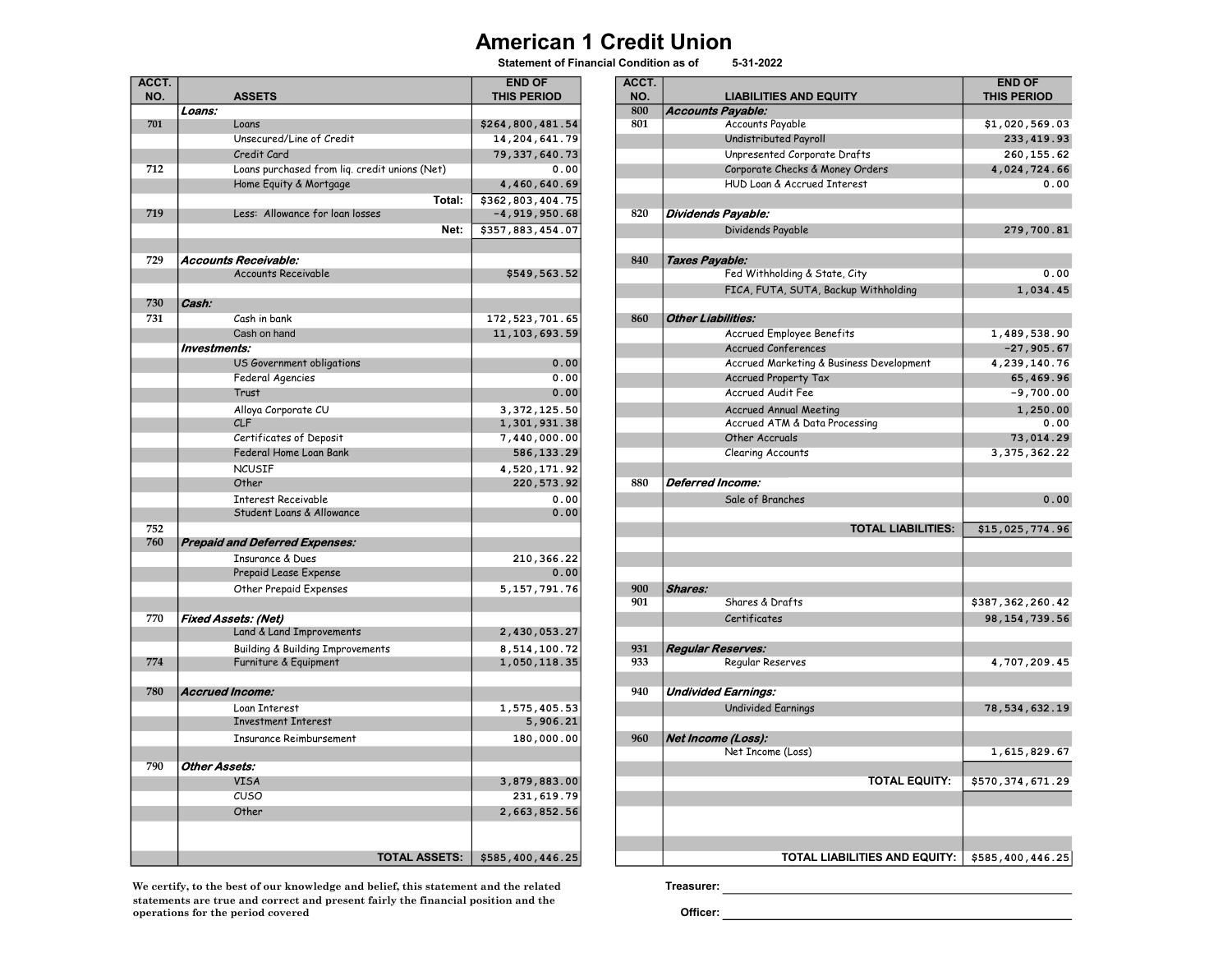# American 1 Credit Union

**Statement of Financial Condition as of 5-31-2022**

| ACCT. NO. | ASSETS | END OF THIS PERIOD |
|---|---|---|
| | ***Loans:*** | |
| 701 | Loans | $264,800,481.54 |
| | Unsecured/Line of Credit | 14,204,641.79 |
| | Credit Card | 79,337,640.73 |
| 712 | Loans purchased from liq. credit unions (Net) | 0.00 |
| | Home Equity & Mortgage | 4,460,640.69 |
| | **Total:** | $362,803,404.75 |
| 719 | Less: Allowance for loan losses | -4,919,950.68 |
| | **Net:** | $357,883,454.07 |
| | | |
| 729 | ***Accounts Receivable:*** | |
| | Accounts Receivable | $549,563.52 |
| | | |
| 730 | ***Cash:*** | |
| 731 | Cash in bank | 172,523,701.65 |
| | Cash on hand | 11,103,693.59 |
| | ***Investments:*** | |
| | US Government obligations | 0.00 |
| | Federal Agencies | 0.00 |
| | Trust | 0.00 |
| | Alloya Corporate CU | 3,372,125.50 |
| | CLF | 1,301,931.38 |
| | Certificates of Deposit | 7,440,000.00 |
| | Federal Home Loan Bank | 586,133.29 |
| | NCUSIF | 4,520,171.92 |
| | Other | 220,573.92 |
| | Interest Receivable | 0.00 |
| | Student Loans & Allowance | 0.00 |
| 752 | | |
| 760 | ***Prepaid and Deferred Expenses:*** | |
| | Insurance & Dues | 210,366.22 |
| | Prepaid Lease Expense | 0.00 |
| | Other Prepaid Expenses | 5,157,791.76 |
| | | |
| 770 | ***Fixed Assets: (Net)*** | |
| | Land & Land Improvements | 2,430,053.27 |
| | Building & Building Improvements | 8,514,100.72 |
| 774 | Furniture & Equipment | 1,050,118.35 |
| | | |
| 780 | ***Accrued Income:*** | |
| | Loan Interest | 1,575,405.53 |
| | Investment Interest | 5,906.21 |
| | Insurance Reimbursement | 180,000.00 |
| | | |
| 790 | ***Other Assets:*** | |
| | VISA | 3,879,883.00 |
| | CUSO | 231,619.79 |
| | Other | 2,663,852.56 |
| | | |
| | **TOTAL ASSETS:** | $585,400,446.25 |

| ACCT. NO. | LIABILITIES AND EQUITY | END OF THIS PERIOD |
|---|---|---|
| 800 | ***Accounts Payable:*** | |
| 801 | Accounts Payable | $1,020,569.03 |
| | Undistributed Payroll | 233,419.93 |
| | Unpresented Corporate Drafts | 260,155.62 |
| | Corporate Checks & Money Orders | 4,024,724.66 |
| | HUD Loan & Accrued Interest | 0.00 |
| | | |
| 820 | ***Dividends Payable:*** | |
| | Dividends Payable | 279,700.81 |
| | | |
| 840 | ***Taxes Payable:*** | |
| | Fed Withholding & State, City | 0.00 |
| | FICA, FUTA, SUTA, Backup Withholding | 1,034.45 |
| | | |
| 860 | ***Other Liabilities:*** | |
| | Accrued Employee Benefits | 1,489,538.90 |
| | Accrued Conferences | -27,905.67 |
| | Accrued Marketing & Business Development | 4,239,140.76 |
| | Accrued Property Tax | 65,469.96 |
| | Accrued Audit Fee | -9,700.00 |
| | Accrued Annual Meeting | 1,250.00 |
| | Accrued ATM & Data Processing | 0.00 |
| | Other Accruals | 73,014.29 |
| | Clearing Accounts | 3,375,362.22 |
| | | |
| 880 | ***Deferred Income:*** | |
| | Sale of Branches | 0.00 |
| | | |
| | **TOTAL LIABILITIES:** | $15,025,774.96 |
| | | |
| 900 | ***Shares:*** | |
| 901 | Shares & Drafts | $387,362,260.42 |
| | Certificates | 98,154,739.56 |
| | | |
| 931 | ***Regular Reserves:*** | |
| 933 | Regular Reserves | 4,707,209.45 |
| | | |
| 940 | ***Undivided Earnings:*** | |
| | Undivided Earnings | 78,534,632.19 |
| | | |
| 960 | ***Net Income (Loss):*** | |
| | Net Income (Loss) | 1,615,829.67 |
| | **TOTAL EQUITY:** | $570,374,671.29 |
| | | |
| | **TOTAL LIABILITIES AND EQUITY:** | $585,400,446.25 |

**We certify, to the best of our knowledge and belief, this statement and the related statements are true and correct and present fairly the financial position and the operations for the period covered**

**Treasurer:** ______________________________

**Officer:** ______________________________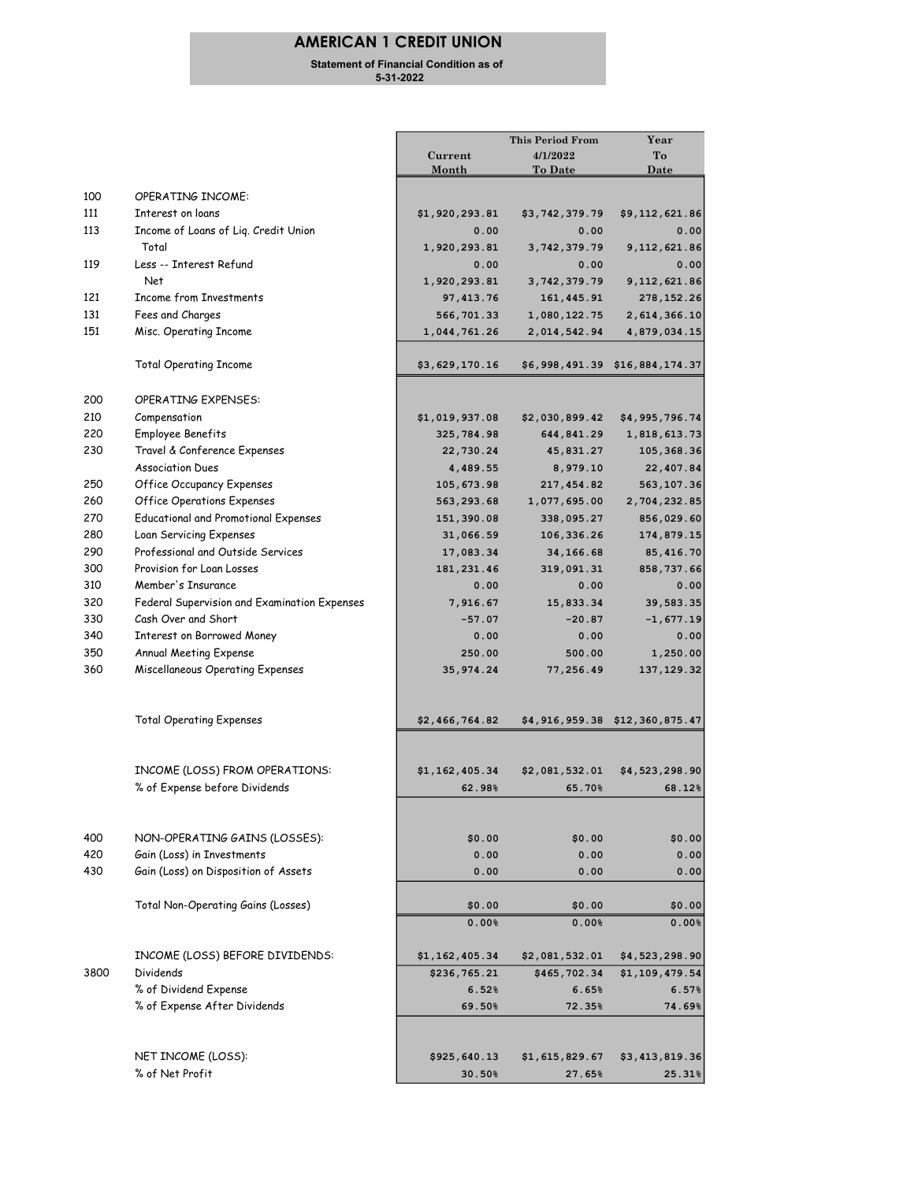# AMERICAN 1 CREDIT UNION

**Statement of Financial Condition as of 5-31-2022**

| | | Current Month | This Period From 4/1/2022 To Date | Year To Date |
|---|---|---|---|---|
| 100 | OPERATING INCOME: | | | |
| 111 | Interest on loans | $1,920,293.81 | $3,742,379.79 | $9,112,621.86 |
| 113 | Income of Loans of Liq. Credit Union | 0.00 | 0.00 | 0.00 |
| | Total | 1,920,293.81 | 3,742,379.79 | 9,112,621.86 |
| 119 | Less -- Interest Refund | 0.00 | 0.00 | 0.00 |
| | Net | 1,920,293.81 | 3,742,379.79 | 9,112,621.86 |
| 121 | Income from Investments | 97,413.76 | 161,445.91 | 278,152.26 |
| 131 | Fees and Charges | 566,701.33 | 1,080,122.75 | 2,614,366.10 |
| 151 | Misc. Operating Income | 1,044,761.26 | 2,014,542.94 | 4,879,034.15 |
| | Total Operating Income | $3,629,170.16 | $6,998,491.39 | $16,884,174.37 |
| 200 | OPERATING EXPENSES: | | | |
| 210 | Compensation | $1,019,937.08 | $2,030,899.42 | $4,995,796.74 |
| 220 | Employee Benefits | 325,784.98 | 644,841.29 | 1,818,613.73 |
| 230 | Travel & Conference Expenses | 22,730.24 | 45,831.27 | 105,368.36 |
| | Association Dues | 4,489.55 | 8,979.10 | 22,407.84 |
| 250 | Office Occupancy Expenses | 105,673.98 | 217,454.82 | 563,107.36 |
| 260 | Office Operations Expenses | 563,293.68 | 1,077,695.00 | 2,704,232.85 |
| 270 | Educational and Promotional Expenses | 151,390.08 | 338,095.27 | 856,029.60 |
| 280 | Loan Servicing Expenses | 31,066.59 | 106,336.26 | 174,879.15 |
| 290 | Professional and Outside Services | 17,083.34 | 34,166.68 | 85,416.70 |
| 300 | Provision for Loan Losses | 181,231.46 | 319,091.31 | 858,737.66 |
| 310 | Member's Insurance | 0.00 | 0.00 | 0.00 |
| 320 | Federal Supervision and Examination Expenses | 7,916.67 | 15,833.34 | 39,583.35 |
| 330 | Cash Over and Short | -57.07 | -20.87 | -1,677.19 |
| 340 | Interest on Borrowed Money | 0.00 | 0.00 | 0.00 |
| 350 | Annual Meeting Expense | 250.00 | 500.00 | 1,250.00 |
| 360 | Miscellaneous Operating Expenses | 35,974.24 | 77,256.49 | 137,129.32 |
| | Total Operating Expenses | $2,466,764.82 | $4,916,959.38 | $12,360,875.47 |
| | INCOME (LOSS) FROM OPERATIONS: | $1,162,405.34 | $2,081,532.01 | $4,523,298.90 |
| | % of Expense before Dividends | 62.98% | 65.70% | 68.12% |
| 400 | NON-OPERATING GAINS (LOSSES): | $0.00 | $0.00 | $0.00 |
| 420 | Gain (Loss) in Investments | 0.00 | 0.00 | 0.00 |
| 430 | Gain (Loss) on Disposition of Assets | 0.00 | 0.00 | 0.00 |
| | Total Non-Operating Gains (Losses) | $0.00 | $0.00 | $0.00 |
| | | 0.00% | 0.00% | 0.00% |
| | INCOME (LOSS) BEFORE DIVIDENDS: | $1,162,405.34 | $2,081,532.01 | $4,523,298.90 |
| 3800 | Dividends | $236,765.21 | $465,702.34 | $1,109,479.54 |
| | % of Dividend Expense | 6.52% | 6.65% | 6.57% |
| | % of Expense After Dividends | 69.50% | 72.35% | 74.69% |
| | NET INCOME (LOSS): | $925,640.13 | $1,615,829.67 | $3,413,819.36 |
| | % of Net Profit | 30.50% | 27.65% | 25.31% |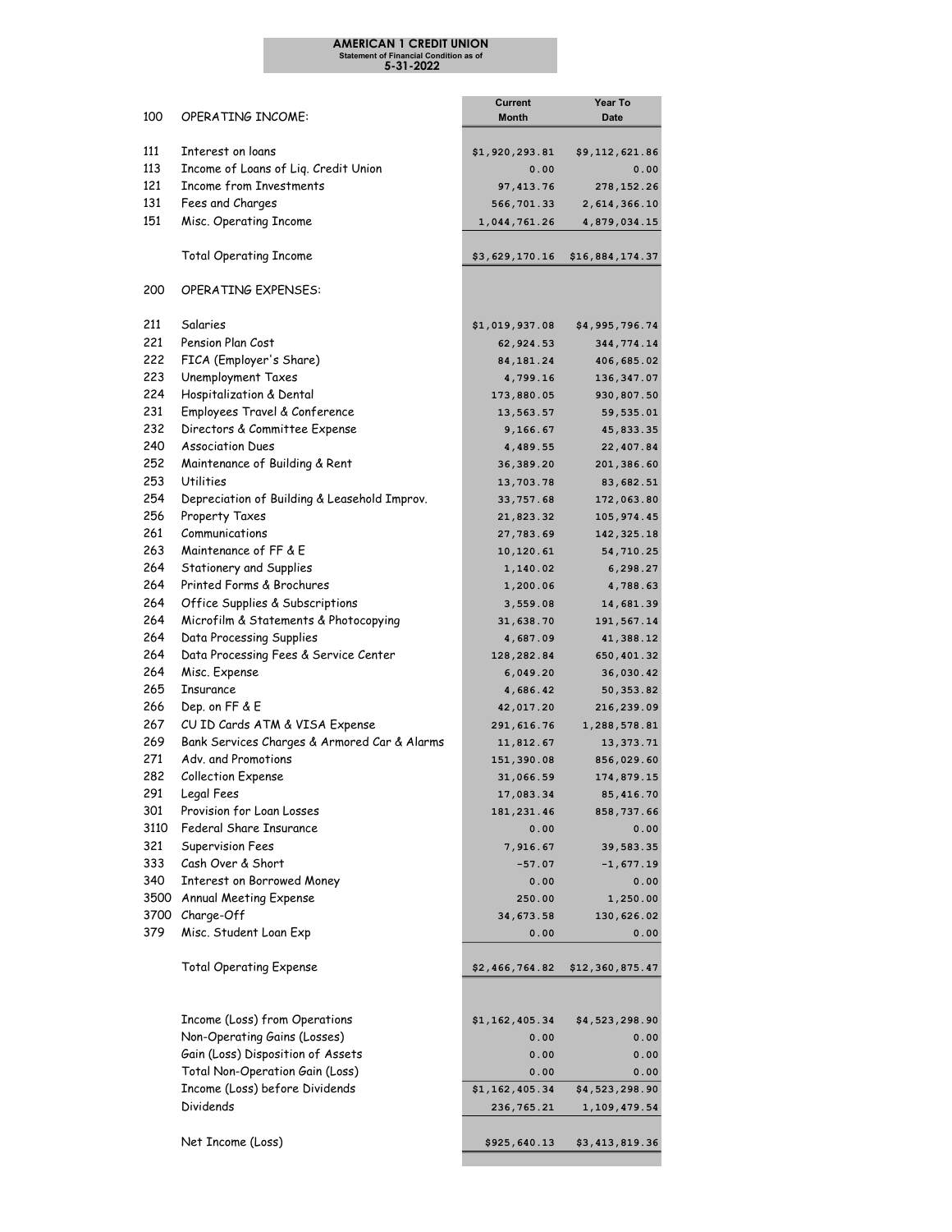# AMERICAN 1 CREDIT UNION

**Statement of Financial Condition as of**

**5-31-2022**

| | | Current Month | Year To Date |
|---|---|---|---|
| 100 | OPERATING INCOME: | | |
| 111 | Interest on loans | $1,920,293.81 | $9,112,621.86 |
| 113 | Income of Loans of Liq. Credit Union | 0.00 | 0.00 |
| 121 | Income from Investments | 97,413.76 | 278,152.26 |
| 131 | Fees and Charges | 566,701.33 | 2,614,366.10 |
| 151 | Misc. Operating Income | 1,044,761.26 | 4,879,034.15 |
| | Total Operating Income | $3,629,170.16 | $16,884,174.37 |
| 200 | OPERATING EXPENSES: | | |
| 211 | Salaries | $1,019,937.08 | $4,995,796.74 |
| 221 | Pension Plan Cost | 62,924.53 | 344,774.14 |
| 222 | FICA (Employer's Share) | 84,181.24 | 406,685.02 |
| 223 | Unemployment Taxes | 4,799.16 | 136,347.07 |
| 224 | Hospitalization & Dental | 173,880.05 | 930,807.50 |
| 231 | Employees Travel & Conference | 13,563.57 | 59,535.01 |
| 232 | Directors & Committee Expense | 9,166.67 | 45,833.35 |
| 240 | Association Dues | 4,489.55 | 22,407.84 |
| 252 | Maintenance of Building & Rent | 36,389.20 | 201,386.60 |
| 253 | Utilities | 13,703.78 | 83,682.51 |
| 254 | Depreciation of Building & Leasehold Improv. | 33,757.68 | 172,063.80 |
| 256 | Property Taxes | 21,823.32 | 105,974.45 |
| 261 | Communications | 27,783.69 | 142,325.18 |
| 263 | Maintenance of FF & E | 10,120.61 | 54,710.25 |
| 264 | Stationery and Supplies | 1,140.02 | 6,298.27 |
| 264 | Printed Forms & Brochures | 1,200.06 | 4,788.63 |
| 264 | Office Supplies & Subscriptions | 3,559.08 | 14,681.39 |
| 264 | Microfilm & Statements & Photocopying | 31,638.70 | 191,567.14 |
| 264 | Data Processing Supplies | 4,687.09 | 41,388.12 |
| 264 | Data Processing Fees & Service Center | 128,282.84 | 650,401.32 |
| 264 | Misc. Expense | 6,049.20 | 36,030.42 |
| 265 | Insurance | 4,686.42 | 50,353.82 |
| 266 | Dep. on FF & E | 42,017.20 | 216,239.09 |
| 267 | CU ID Cards ATM & VISA Expense | 291,616.76 | 1,288,578.81 |
| 269 | Bank Services Charges & Armored Car & Alarms | 11,812.67 | 13,373.71 |
| 271 | Adv. and Promotions | 151,390.08 | 856,029.60 |
| 282 | Collection Expense | 31,066.59 | 174,879.15 |
| 291 | Legal Fees | 17,083.34 | 85,416.70 |
| 301 | Provision for Loan Losses | 181,231.46 | 858,737.66 |
| 3110 | Federal Share Insurance | 0.00 | 0.00 |
| 321 | Supervision Fees | 7,916.67 | 39,583.35 |
| 333 | Cash Over & Short | -57.07 | -1,677.19 |
| 340 | Interest on Borrowed Money | 0.00 | 0.00 |
| 3500 | Annual Meeting Expense | 250.00 | 1,250.00 |
| 3700 | Charge-Off | 34,673.58 | 130,626.02 |
| 379 | Misc. Student Loan Exp | 0.00 | 0.00 |
| | Total Operating Expense | $2,466,764.82 | $12,360,875.47 |
| | Income (Loss) from Operations | $1,162,405.34 | $4,523,298.90 |
| | Non-Operating Gains (Losses) | 0.00 | 0.00 |
| | Gain (Loss) Disposition of Assets | 0.00 | 0.00 |
| | Total Non-Operation Gain (Loss) | 0.00 | 0.00 |
| | Income (Loss) before Dividends | $1,162,405.34 | $4,523,298.90 |
| | Dividends | 236,765.21 | 1,109,479.54 |
| | Net Income (Loss) | $925,640.13 | $3,413,819.36 |